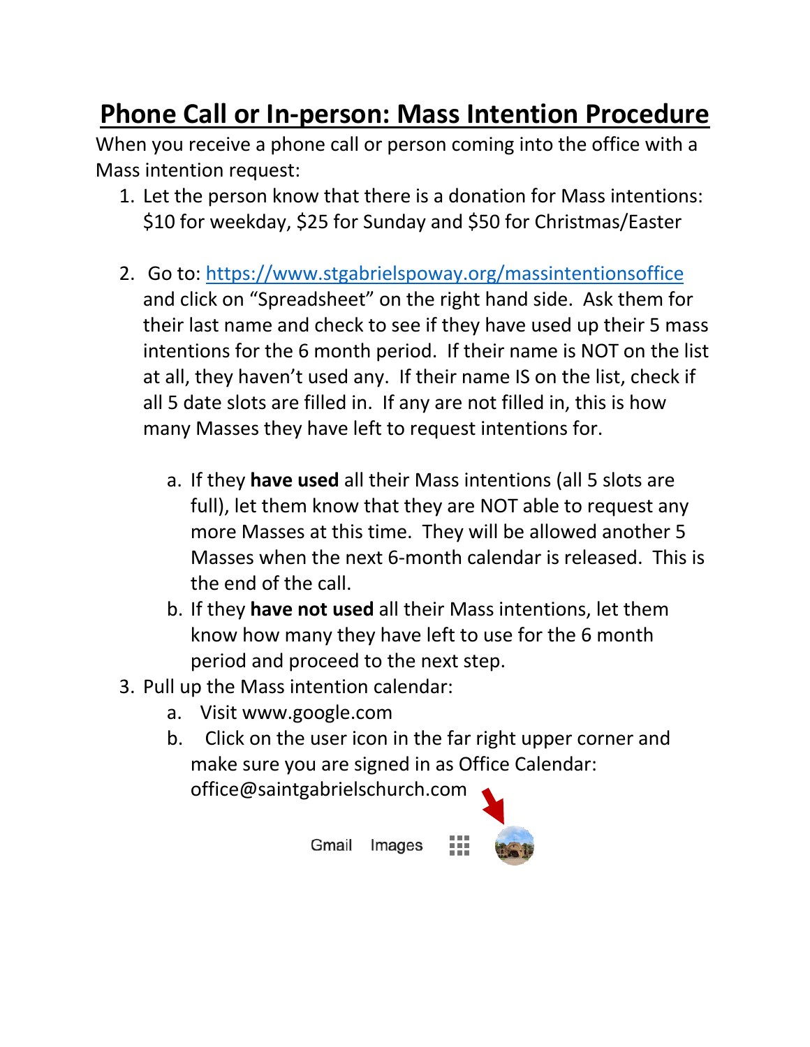# Phone Call or In-person: Mass Intention Procedure

When you receive a phone call or person coming into the office with a Mass intention request:

1. Let the person know that there is a donation for Mass intentions: $10 for weekday, $25 for Sunday and $50 for Christmas/Easter

2. Go to: https://www.stgabrielspoway.org/massintentionsoffice and click on "Spreadsheet" on the right hand side. Ask them for their last name and check to see if they have used up their 5 mass intentions for the 6 month period. If their name is NOT on the list at all, they haven't used any. If their name IS on the list, check if all 5 date slots are filled in. If any are not filled in, this is how many Masses they have left to request intentions for.

   a. If they **have used** all their Mass intentions (all 5 slots are full), let them know that they are NOT able to request any more Masses at this time. They will be allowed another 5 Masses when the next 6-month calendar is released. This is the end of the call.
   b. If they **have not used** all their Mass intentions, let them know how many they have left to use for the 6 month period and proceed to the next step.

3. Pull up the Mass intention calendar:
   a. Visit www.google.com
   b. Click on the user icon in the far right upper corner and make sure you are signed in as Office Calendar: office@saintgabrielschurch.com

Gmail Images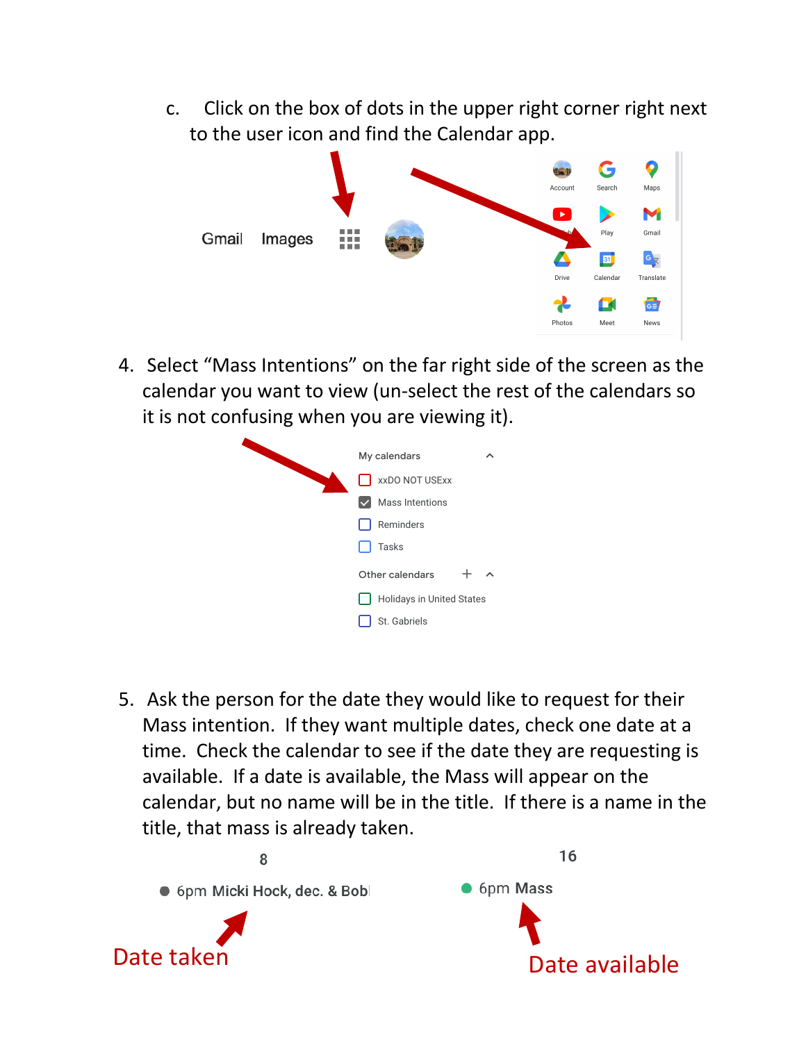c. Click on the box of dots in the upper right corner right next to the user icon and find the Calendar app.

Gmail Images

Account Search Maps
Play Gmail
Drive Calendar Translate
Photos Meet News

4. Select "Mass Intentions" on the far right side of the screen as the calendar you want to view (un-select the rest of the calendars so it is not confusing when you are viewing it).

My calendars
- xxDO NOT USExx
- Mass Intentions
- Reminders
- Tasks

Other calendars
- Holidays in United States
- St. Gabriels

5. Ask the person for the date they would like to request for their Mass intention. If they want multiple dates, check one date at a time. Check the calendar to see if the date they are requesting is available. If a date is available, the Mass will appear on the calendar, but no name will be in the title. If there is a name in the title, that mass is already taken.

8
6pm Micki Hock, dec. & Bob

16
6pm Mass

Date taken

Date available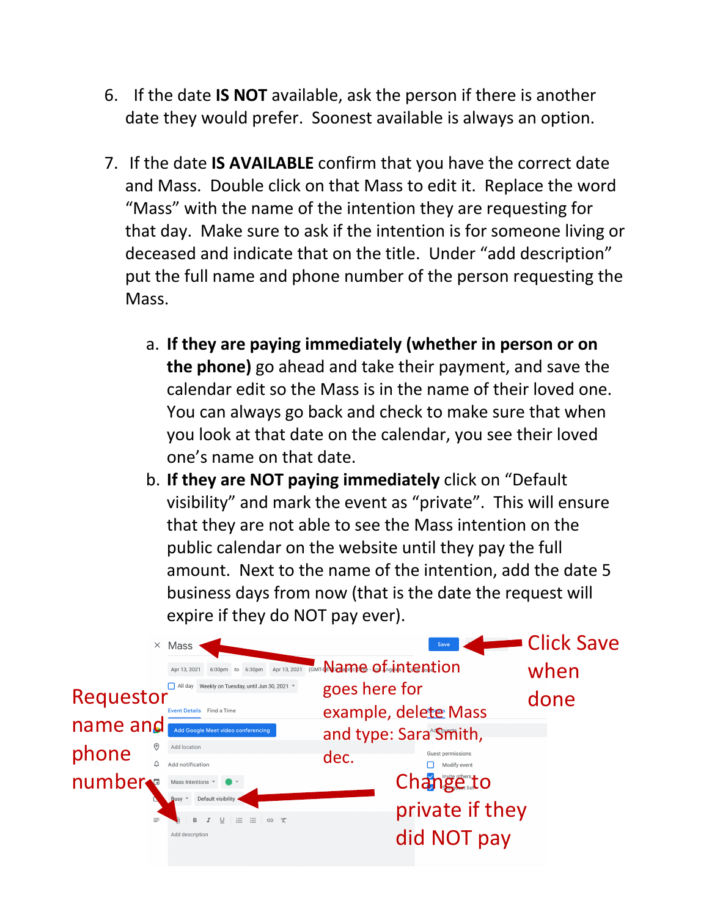6. If the date **IS NOT** available, ask the person if there is another date they would prefer. Soonest available is always an option.

7. If the date **IS AVAILABLE** confirm that you have the correct date and Mass. Double click on that Mass to edit it. Replace the word "Mass" with the name of the intention they are requesting for that day. Make sure to ask if the intention is for someone living or deceased and indicate that on the title. Under "add description" put the full name and phone number of the person requesting the Mass.

   a. **If they are paying immediately (whether in person or on the phone)** go ahead and take their payment, and save the calendar edit so the Mass is in the name of their loved one. You can always go back and check to make sure that when you look at that date on the calendar, you see their loved one's name on that date.

   b. **If they are NOT paying immediately** click on "Default visibility" and mark the event as "private". This will ensure that they are not able to see the Mass intention on the public calendar on the website until they pay the full amount. Next to the name of the intention, add the date 5 business days from now (that is the date the request will expire if they do NOT pay ever).

Requestor name and phone number

Name of intention goes here for example, delete Mass and type: Sara Smith, dec.

Click Save when done

Change to private if they did NOT pay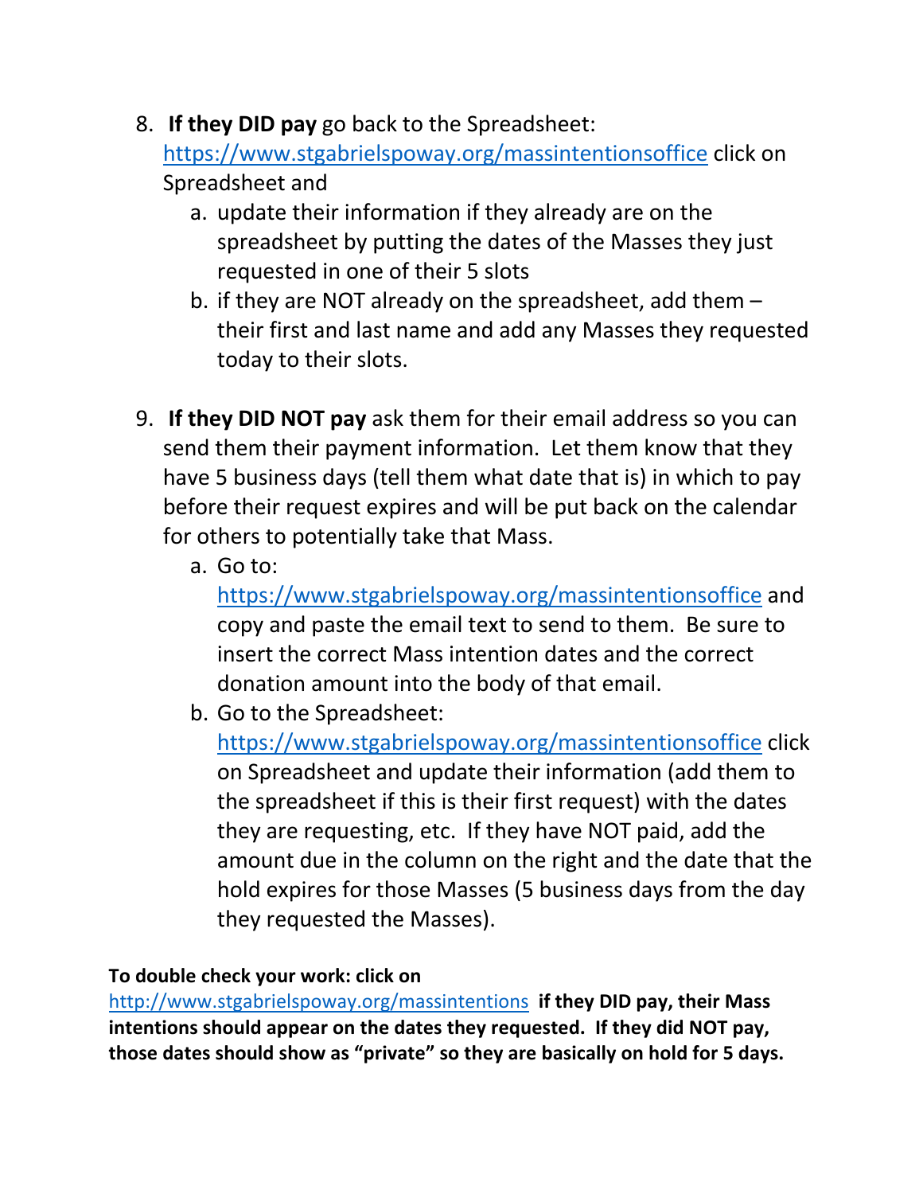8. **If they DID pay** go back to the Spreadsheet: https://www.stgabrielspoway.org/massintentionsoffice click on Spreadsheet and
   a. update their information if they already are on the spreadsheet by putting the dates of the Masses they just requested in one of their 5 slots
   b. if they are NOT already on the spreadsheet, add them – their first and last name and add any Masses they requested today to their slots.

9. **If they DID NOT pay** ask them for their email address so you can send them their payment information. Let them know that they have 5 business days (tell them what date that is) in which to pay before their request expires and will be put back on the calendar for others to potentially take that Mass.
   a. Go to: https://www.stgabrielspoway.org/massintentionsoffice and copy and paste the email text to send to them. Be sure to insert the correct Mass intention dates and the correct donation amount into the body of that email.
   b. Go to the Spreadsheet: https://www.stgabrielspoway.org/massintentionsoffice click on Spreadsheet and update their information (add them to the spreadsheet if this is their first request) with the dates they are requesting, etc. If they have NOT paid, add the amount due in the column on the right and the date that the hold expires for those Masses (5 business days from the day they requested the Masses).

**To double check your work: click on** http://www.stgabrielspoway.org/massintentions **if they DID pay, their Mass intentions should appear on the dates they requested. If they did NOT pay, those dates should show as "private" so they are basically on hold for 5 days.**